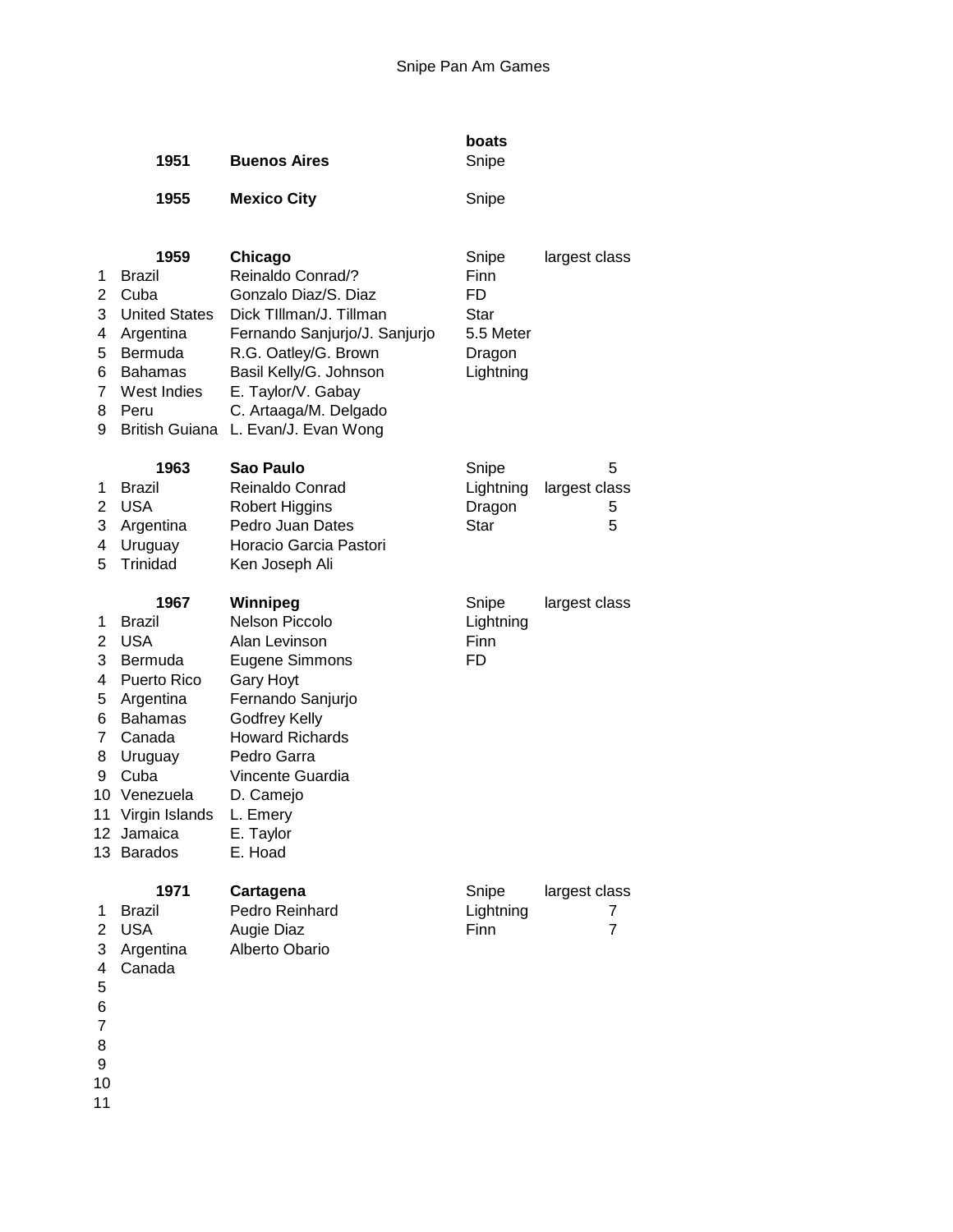# Snipe Pan Am Games

| | | | boats | |
|---|---|---|---|---|
| | **1951** | **Buenos Aires** | Snipe | |
| | **1955** | **Mexico City** | Snipe | |
| | **1959** | **Chicago** | Snipe | largest class |
| 1 | Brazil | Reinaldo Conrad/? | Finn | |
| 2 | Cuba | Gonzalo Diaz/S. Diaz | FD | |
| 3 | United States | Dick TIllman/J. Tillman | Star | |
| 4 | Argentina | Fernando Sanjurjo/J. Sanjurjo | 5.5 Meter | |
| 5 | Bermuda | R.G. Oatley/G. Brown | Dragon | |
| 6 | Bahamas | Basil Kelly/G. Johnson | Lightning | |
| 7 | West Indies | E. Taylor/V. Gabay | | |
| 8 | Peru | C. Artaaga/M. Delgado | | |
| 9 | British Guiana | L. Evan/J. Evan Wong | | |
| | **1963** | **Sao Paulo** | Snipe | 5 |
| 1 | Brazil | Reinaldo Conrad | Lightning | largest class |
| 2 | USA | Robert Higgins | Dragon | 5 |
| 3 | Argentina | Pedro Juan Dates | Star | 5 |
| 4 | Uruguay | Horacio Garcia Pastori | | |
| 5 | Trinidad | Ken Joseph Ali | | |
| | **1967** | **Winnipeg** | Snipe | largest class |
| 1 | Brazil | Nelson Piccolo | Lightning | |
| 2 | USA | Alan Levinson | Finn | |
| 3 | Bermuda | Eugene Simmons | FD | |
| 4 | Puerto Rico | Gary Hoyt | | |
| 5 | Argentina | Fernando Sanjurjo | | |
| 6 | Bahamas | Godfrey Kelly | | |
| 7 | Canada | Howard Richards | | |
| 8 | Uruguay | Pedro Garra | | |
| 9 | Cuba | Vincente Guardia | | |
| 10 | Venezuela | D. Camejo | | |
| 11 | Virgin Islands | L. Emery | | |
| 12 | Jamaica | E. Taylor | | |
| 13 | Barados | E. Hoad | | |
| | **1971** | **Cartagena** | Snipe | largest class |
| 1 | Brazil | Pedro Reinhard | Lightning | 7 |
| 2 | USA | Augie Diaz | Finn | 7 |
| 3 | Argentina | Alberto Obario | | |
| 4 | Canada | | | |
| 5 | | | | |
| 6 | | | | |
| 7 | | | | |
| 8 | | | | |
| 9 | | | | |
| 10 | | | | |
| 11 | | | | |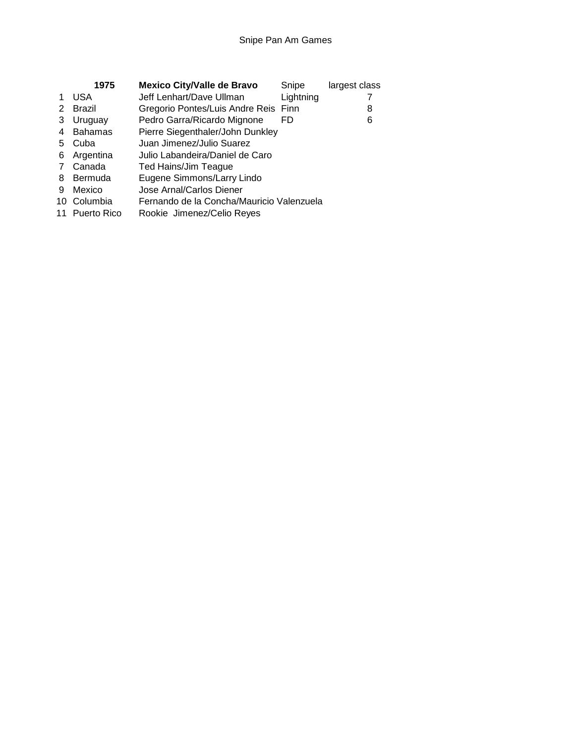| | 1975 | Mexico City/Valle de Bravo | Snipe | largest class |
|---|---|---|---|---|
| 1 | USA | Jeff Lenhart/Dave Ullman | Lightning | 7 |
| 2 | Brazil | Gregorio Pontes/Luis Andre Reis | Finn | 8 |
| 3 | Uruguay | Pedro Garra/Ricardo Mignone | FD | 6 |
| 4 | Bahamas | Pierre Siegenthaler/John Dunkley | | |
| 5 | Cuba | Juan Jimenez/Julio Suarez | | |
| 6 | Argentina | Julio Labandeira/Daniel de Caro | | |
| 7 | Canada | Ted Hains/Jim Teague | | |
| 8 | Bermuda | Eugene Simmons/Larry Lindo | | |
| 9 | Mexico | Jose Arnal/Carlos Diener | | |
| 10 | Columbia | Fernando de la Concha/Mauricio Valenzuela | | |
| 11 | Puerto Rico | Rookie Jimenez/Celio Reyes | | |